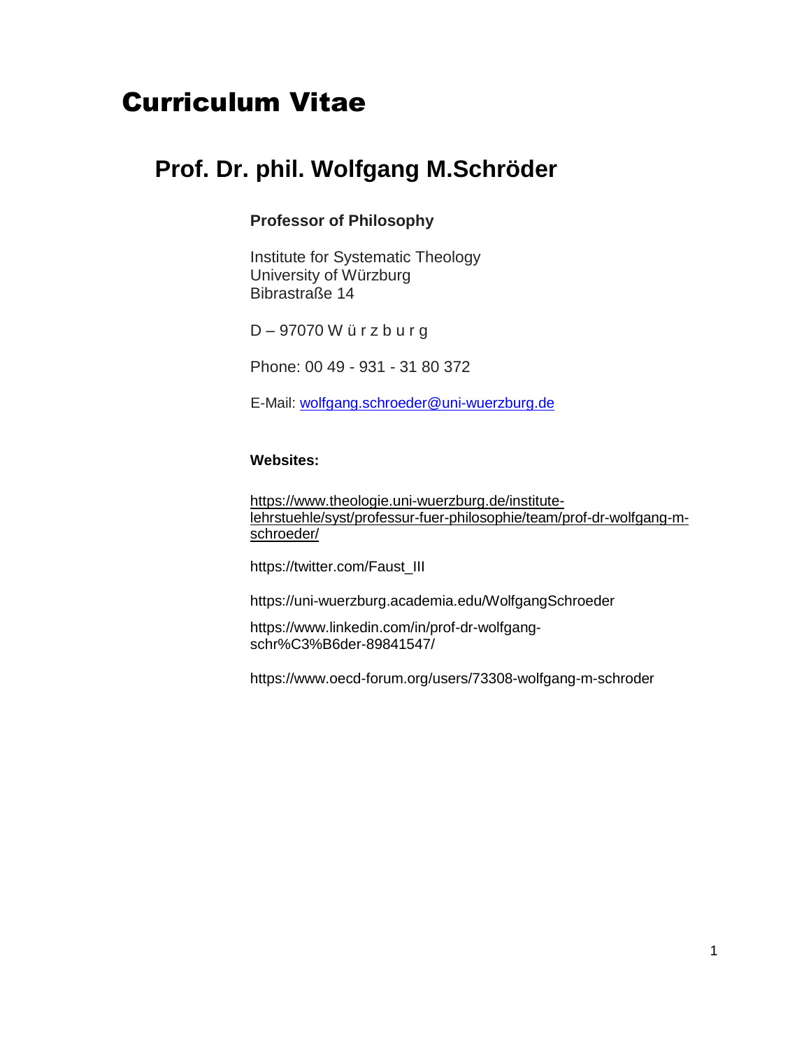# Curriculum Vitae

## Prof. Dr. phil. Wolfgang M.Schröder

**Professor of Philosophy**

Institute for Systematic Theology
University of Würzburg
Bibrastraße 14

D – 97070 W ü r z b u r g

Phone: 00 49 - 931 - 31 80 372

E-Mail: wolfgang.schroeder@uni-wuerzburg.de

**Websites:**

https://www.theologie.uni-wuerzburg.de/institute-lehrstuehle/syst/professur-fuer-philosophie/team/prof-dr-wolfgang-m-schroeder/

https://twitter.com/Faust_III

https://uni-wuerzburg.academia.edu/WolfgangSchroeder

https://www.linkedin.com/in/prof-dr-wolfgang-schr%C3%B6der-89841547/

https://www.oecd-forum.org/users/73308-wolfgang-m-schroder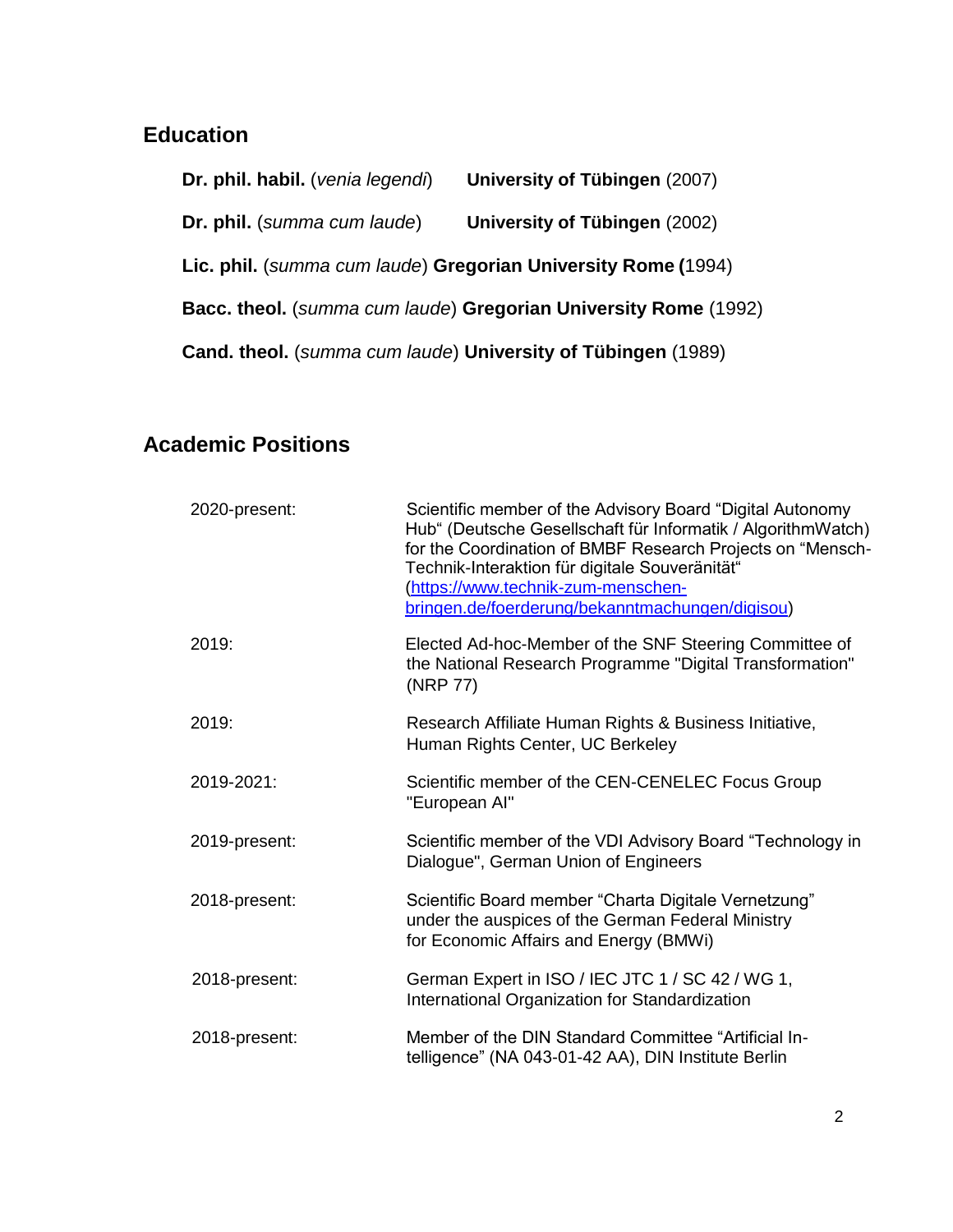## Education

**Dr. phil. habil.** (*venia legendi*) **University of Tübingen** (2007)

**Dr. phil.** (*summa cum laude*) **University of Tübingen** (2002)

**Lic. phil.** (*summa cum laude*) **Gregorian University Rome (**1994)

**Bacc. theol.** (*summa cum laude*) **Gregorian University Rome** (1992)

**Cand. theol.** (*summa cum laude*) **University of Tübingen** (1989)

## Academic Positions

| | |
|---|---|
| 2020-present: | Scientific member of the Advisory Board "Digital Autonomy Hub" (Deutsche Gesellschaft für Informatik / AlgorithmWatch) for the Coordination of BMBF Research Projects on "Mensch-Technik-Interaktion für digitale Souveränität" ([https://www.technik-zum-menschen-bringen.de/foerderung/bekanntmachungen/digisou](https://www.technik-zum-menschen-bringen.de/foerderung/bekanntmachungen/digisou)) |
| 2019: | Elected Ad-hoc-Member of the SNF Steering Committee of the National Research Programme "Digital Transformation" (NRP 77) |
| 2019: | Research Affiliate Human Rights & Business Initiative, Human Rights Center, UC Berkeley |
| 2019-2021: | Scientific member of the CEN-CENELEC Focus Group "European AI" |
| 2019-present: | Scientific member of the VDI Advisory Board "Technology in Dialogue", German Union of Engineers |
| 2018-present: | Scientific Board member "Charta Digitale Vernetzung" under the auspices of the German Federal Ministry for Economic Affairs and Energy (BMWi) |
| 2018-present: | German Expert in ISO / IEC JTC 1 / SC 42 / WG 1, International Organization for Standardization |
| 2018-present: | Member of the DIN Standard Committee "Artificial Intelligence" (NA 043-01-42 AA), DIN Institute Berlin |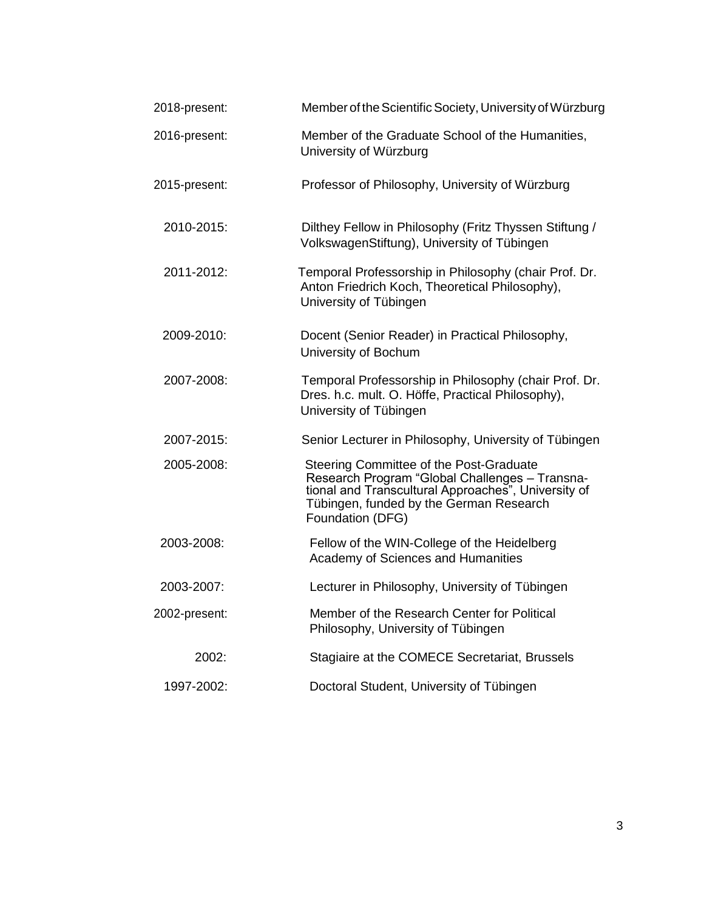| | |
|---|---|
| 2018-present: | Member of the Scientific Society, University of Würzburg |
| 2016-present: | Member of the Graduate School of the Humanities, University of Würzburg |
| 2015-present: | Professor of Philosophy, University of Würzburg |
| 2010-2015: | Dilthey Fellow in Philosophy (Fritz Thyssen Stiftung / VolkswagenStiftung), University of Tübingen |
| 2011-2012: | Temporal Professorship in Philosophy (chair Prof. Dr. Anton Friedrich Koch, Theoretical Philosophy), University of Tübingen |
| 2009-2010: | Docent (Senior Reader) in Practical Philosophy, University of Bochum |
| 2007-2008: | Temporal Professorship in Philosophy (chair Prof. Dr. Dres. h.c. mult. O. Höffe, Practical Philosophy), University of Tübingen |
| 2007-2015: | Senior Lecturer in Philosophy, University of Tübingen |
| 2005-2008: | Steering Committee of the Post-Graduate Research Program "Global Challenges – Transnational and Transcultural Approaches", University of Tübingen, funded by the German Research Foundation (DFG) |
| 2003-2008: | Fellow of the WIN-College of the Heidelberg Academy of Sciences and Humanities |
| 2003-2007: | Lecturer in Philosophy, University of Tübingen |
| 2002-present: | Member of the Research Center for Political Philosophy, University of Tübingen |
| 2002: | Stagiaire at the COMECE Secretariat, Brussels |
| 1997-2002: | Doctoral Student, University of Tübingen |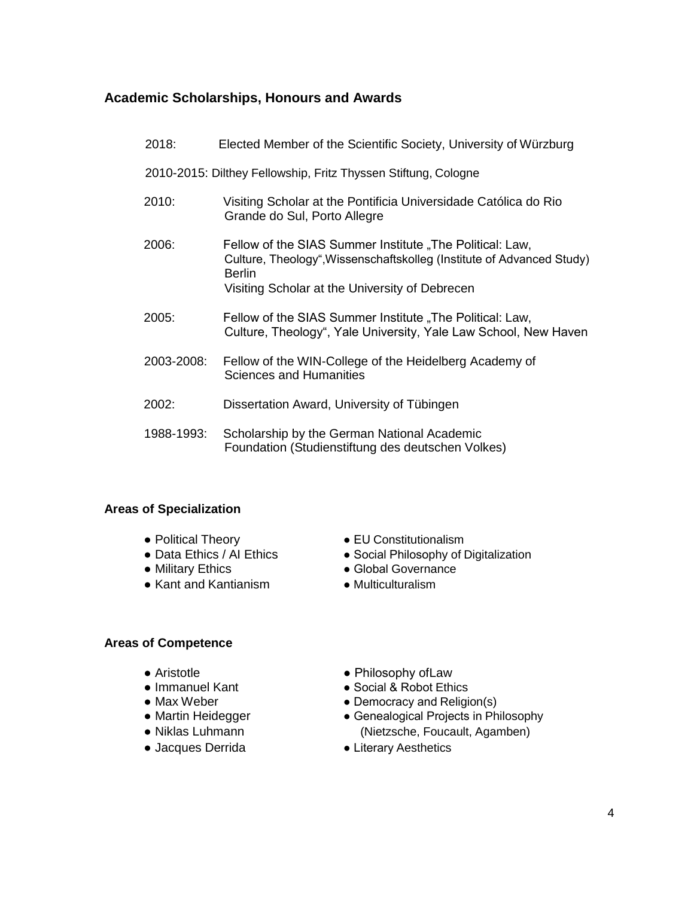## Academic Scholarships, Honours and Awards

2018: Elected Member of the Scientific Society, University of Würzburg

2010-2015: Dilthey Fellowship, Fritz Thyssen Stiftung, Cologne

2010: Visiting Scholar at the Pontificia Universidade Católica do Rio Grande do Sul, Porto Allegre

2006: Fellow of the SIAS Summer Institute „The Political: Law, Culture, Theology",Wissenschaftskolleg (Institute of Advanced Study) Berlin
Visiting Scholar at the University of Debrecen

2005: Fellow of the SIAS Summer Institute „The Political: Law, Culture, Theology", Yale University, Yale Law School, New Haven

2003-2008: Fellow of the WIN-College of the Heidelberg Academy of Sciences and Humanities

2002: Dissertation Award, University of Tübingen

1988-1993: Scholarship by the German National Academic Foundation (Studienstiftung des deutschen Volkes)

### Areas of Specialization

- Political Theory
- Data Ethics / AI Ethics
- Military Ethics
- Kant and Kantianism
- EU Constitutionalism
- Social Philosophy of Digitalization
- Global Governance
- Multiculturalism

### Areas of Competence

- Aristotle
- Immanuel Kant
- Max Weber
- Martin Heidegger
- Niklas Luhmann
- Jacques Derrida
- Philosophy ofLaw
- Social & Robot Ethics
- Democracy and Religion(s)
- Genealogical Projects in Philosophy (Nietzsche, Foucault, Agamben)
- Literary Aesthetics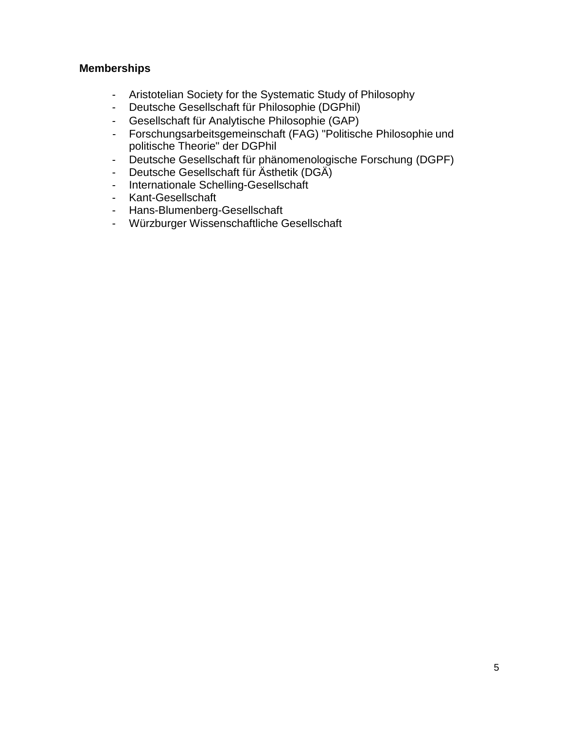**Memberships**

- Aristotelian Society for the Systematic Study of Philosophy
- Deutsche Gesellschaft für Philosophie (DGPhil)
- Gesellschaft für Analytische Philosophie (GAP)
- Forschungsarbeitsgemeinschaft (FAG) "Politische Philosophie und politische Theorie" der DGPhil
- Deutsche Gesellschaft für phänomenologische Forschung (DGPF)
- Deutsche Gesellschaft für Ästhetik (DGÄ)
- Internationale Schelling-Gesellschaft
- Kant-Gesellschaft
- Hans-Blumenberg-Gesellschaft
- Würzburger Wissenschaftliche Gesellschaft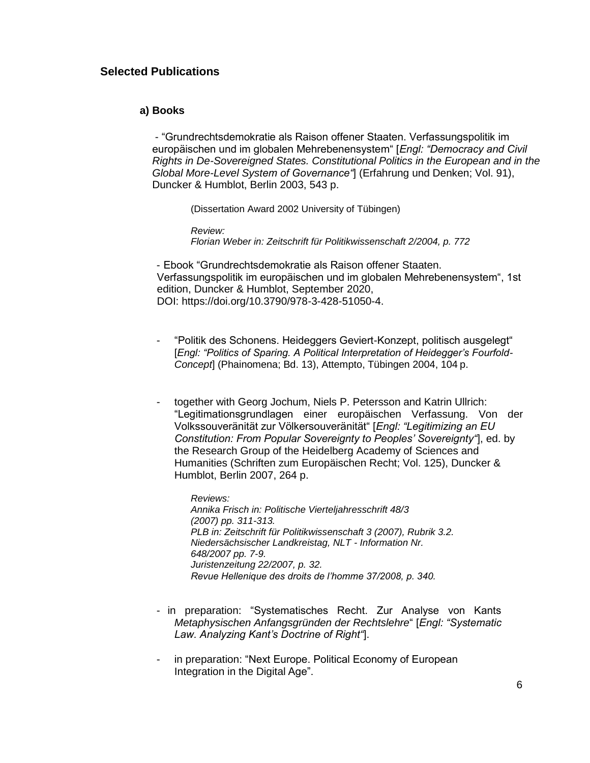## Selected Publications

### a) Books

- "Grundrechtsdemokratie als Raison offener Staaten. Verfassungspolitik im europäischen und im globalen Mehrebenensystem" [*Engl: "Democracy and Civil Rights in De-Sovereigned States. Constitutional Politics in the European and in the Global More-Level System of Governance"*] (Erfahrung und Denken; Vol. 91), Duncker & Humblot, Berlin 2003, 543 p.

  (Dissertation Award 2002 University of Tübingen)

  *Review:*
  *Florian Weber in: Zeitschrift für Politikwissenschaft 2/2004, p. 772*

- Ebook "Grundrechtsdemokratie als Raison offener Staaten. Verfassungspolitik im europäischen und im globalen Mehrebenensystem", 1st edition, Duncker & Humblot, September 2020, DOI: https://doi.org/10.3790/978-3-428-51050-4.

- "Politik des Schonens. Heideggers Geviert-Konzept, politisch ausgelegt" [*Engl: "Politics of Sparing. A Political Interpretation of Heidegger's Fourfold-Concept*] (Phainomena; Bd. 13), Attempto, Tübingen 2004, 104 p.

- together with Georg Jochum, Niels P. Petersson and Katrin Ullrich: "Legitimationsgrundlagen einer europäischen Verfassung. Von der Volkssouveränität zur Völkersouveränität" [*Engl: "Legitimizing an EU Constitution: From Popular Sovereignty to Peoples' Sovereignty"*], ed. by the Research Group of the Heidelberg Academy of Sciences and Humanities (Schriften zum Europäischen Recht; Vol. 125), Duncker & Humblot, Berlin 2007, 264 p.

  *Reviews:*
  *Annika Frisch in: Politische Vierteljahresschrift 48/3 (2007) pp. 311-313.*
  *PLB in: Zeitschrift für Politikwissenschaft 3 (2007), Rubrik 3.2.*
  *Niedersächsischer Landkreistag, NLT - Information Nr. 648/2007 pp. 7-9.*
  *Juristenzeitung 22/2007, p. 32.*
  *Revue Hellenique des droits de l'homme 37/2008, p. 340.*

- in preparation: "Systematisches Recht. Zur Analyse von Kants *Metaphysischen Anfangsgründen der Rechtslehre*" [*Engl: "Systematic Law. Analyzing Kant's Doctrine of Right"*].

- in preparation: "Next Europe. Political Economy of European Integration in the Digital Age".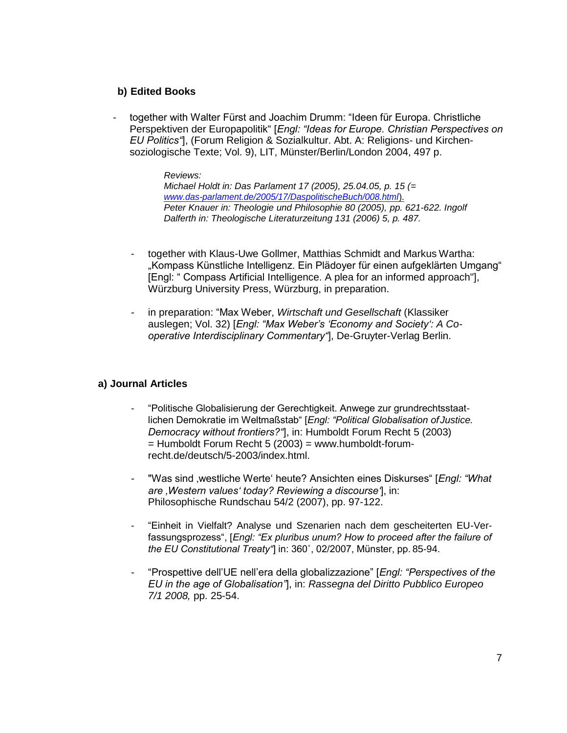**b) Edited Books**

- together with Walter Fürst and Joachim Drumm: “Ideen für Europa. Christliche Perspektiven der Europapolitik“ [*Engl: “Ideas for Europe. Christian Perspectives on EU Politics“*], (Forum Religion & Sozialkultur. Abt. A: Religions- und Kirchen-soziologische Texte; Vol. 9), LIT, Münster/Berlin/London 2004, 497 p.

  *Reviews:*
  *Michael Holdt in: Das Parlament 17 (2005), 25.04.05, p. 15 (= www.das-parlament.de/2005/17/DaspolitischeBuch/008.html).*
  *Peter Knauer in: Theologie und Philosophie 80 (2005), pp. 621-622. Ingolf Dalferth in: Theologische Literaturzeitung 131 (2006) 5, p. 487.*

- together with Klaus-Uwe Gollmer, Matthias Schmidt and Markus Wartha: „Kompass Künstliche Intelligenz. Ein Plädoyer für einen aufgeklärten Umgang“ [Engl: “ Compass Artificial Intelligence. A plea for an informed approach"], Würzburg University Press, Würzburg, in preparation.

- in preparation: “Max Weber, *Wirtschaft und Gesellschaft* (Klassiker auslegen; Vol. 32) [*Engl: “Max Weber’s ‘Economy and Society‘: A Co-operative Interdisciplinary Commentary“*], De-Gruyter-Verlag Berlin.

**a) Journal Articles**

- “Politische Globalisierung der Gerechtigkeit. Anwege zur grundrechtsstaat-lichen Demokratie im Weltmaßstab“ [*Engl: “Political Globalisation of Justice. Democracy without frontiers?“*], in: Humboldt Forum Recht 5 (2003) = Humboldt Forum Recht 5 (2003) = www.humboldt-forum-recht.de/deutsch/5-2003/index.html.

- "Was sind ‚westliche Werte‘ heute? Ansichten eines Diskurses“ [*Engl: “What are ‚Western values‘ today? Reviewing a discourse‘*], in: Philosophische Rundschau 54/2 (2007), pp. 97-122.

- “Einheit in Vielfalt? Analyse und Szenarien nach dem gescheiterten EU-Ver-fassungsprozess“, [*Engl: “Ex pluribus unum? How to proceed after the failure of the EU Constitutional Treaty“*] in: 360˚, 02/2007, Münster, pp. 85-94.

- “Prospettive dell’UE nell’era della globalizzazione” [*Engl: “Perspectives of the EU in the age of Globalisation”*], in: *Rassegna del Diritto Pubblico Europeo 7/1 2008,* pp. 25-54.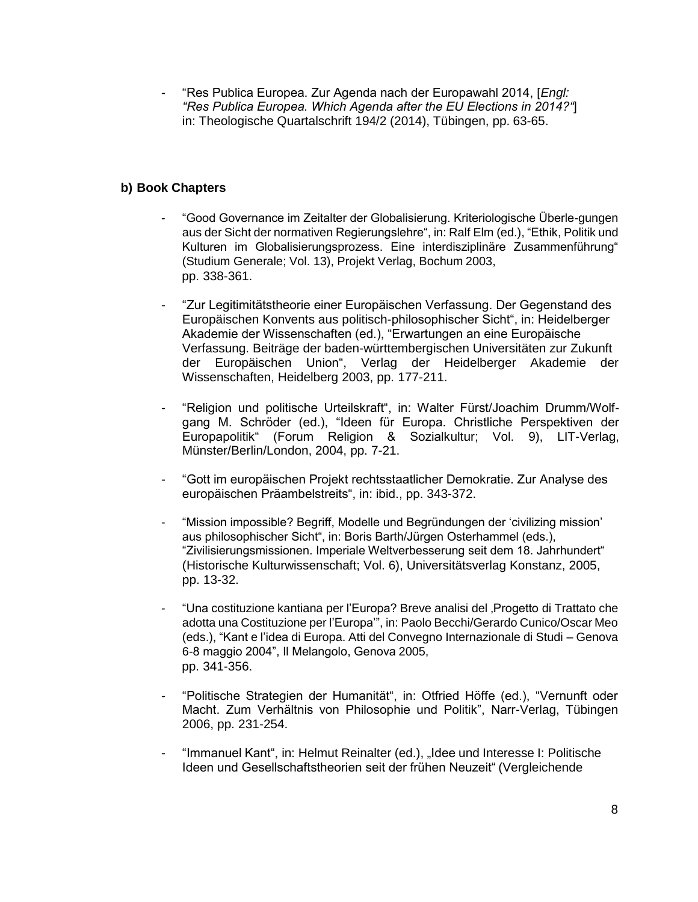- “Res Publica Europea. Zur Agenda nach der Europawahl 2014, [*Engl: “Res Publica Europea. Which Agenda after the EU Elections in 2014?“*] in: Theologische Quartalschrift 194/2 (2014), Tübingen, pp. 63-65.

**b) Book Chapters**

- “Good Governance im Zeitalter der Globalisierung. Kriteriologische Überle-gungen aus der Sicht der normativen Regierungslehre“, in: Ralf Elm (ed.), “Ethik, Politik und Kulturen im Globalisierungsprozess. Eine interdisziplinäre Zusammenführung“ (Studium Generale; Vol. 13), Projekt Verlag, Bochum 2003, pp. 338-361.

- “Zur Legitimitätstheorie einer Europäischen Verfassung. Der Gegenstand des Europäischen Konvents aus politisch-philosophischer Sicht“, in: Heidelberger Akademie der Wissenschaften (ed.), “Erwartungen an eine Europäische Verfassung. Beiträge der baden-württembergischen Universitäten zur Zukunft der Europäischen Union“, Verlag der Heidelberger Akademie der Wissenschaften, Heidelberg 2003, pp. 177-211.

- “Religion und politische Urteilskraft“, in: Walter Fürst/Joachim Drumm/Wolf-gang M. Schröder (ed.), “Ideen für Europa. Christliche Perspektiven der Europapolitik“ (Forum Religion & Sozialkultur; Vol. 9), LIT-Verlag, Münster/Berlin/London, 2004, pp. 7-21.

- “Gott im europäischen Projekt rechtsstaatlicher Demokratie. Zur Analyse des europäischen Präambelstreits“, in: ibid., pp. 343-372.

- “Mission impossible? Begriff, Modelle und Begründungen der ‘civilizing mission’ aus philosophischer Sicht“, in: Boris Barth/Jürgen Osterhammel (eds.), “Zivilisierungsmissionen. Imperiale Weltverbesserung seit dem 18. Jahrhundert“ (Historische Kulturwissenschaft; Vol. 6), Universitätsverlag Konstanz, 2005, pp. 13-32.

- “Una costituzione kantiana per l’Europa? Breve analisi del ‚Progetto di Trattato che adotta una Costituzione per l’Europa‘”, in: Paolo Becchi/Gerardo Cunico/Oscar Meo (eds.), “Kant e l’idea di Europa. Atti del Convegno Internazionale di Studi – Genova 6-8 maggio 2004”, Il Melangolo, Genova 2005, pp. 341-356.

- “Politische Strategien der Humanität“, in: Otfried Höffe (ed.), “Vernunft oder Macht. Zum Verhältnis von Philosophie und Politik”, Narr-Verlag, Tübingen 2006, pp. 231-254.

- “Immanuel Kant“, in: Helmut Reinalter (ed.), „Idee und Interesse I: Politische Ideen und Gesellschaftstheorien seit der frühen Neuzeit“ (Vergleichende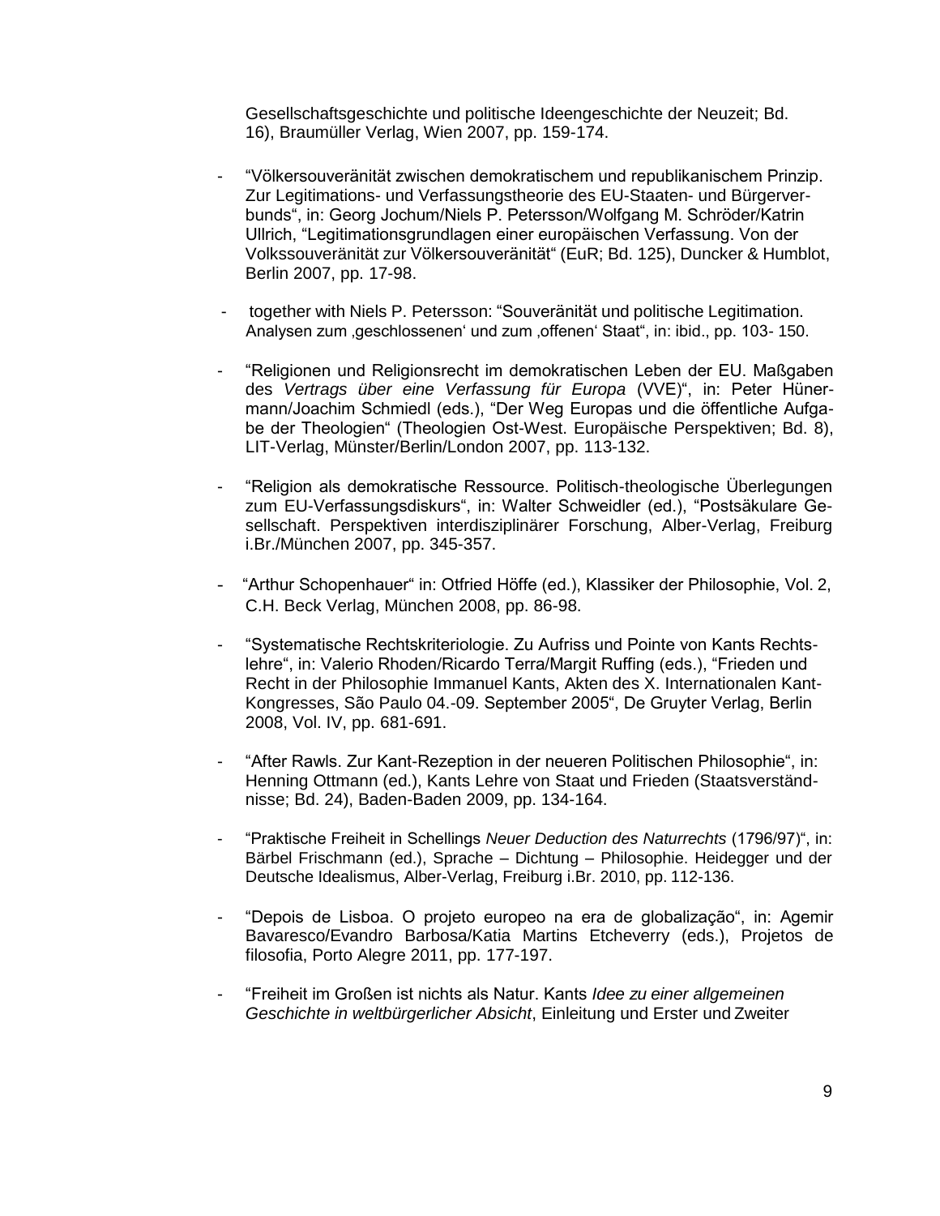Gesellschaftsgeschichte und politische Ideengeschichte der Neuzeit; Bd. 16), Braumüller Verlag, Wien 2007, pp. 159-174.

- “Völkersouveränität zwischen demokratischem und republikanischem Prinzip. Zur Legitimations- und Verfassungstheorie des EU-Staaten- und Bürgerverbunds“, in: Georg Jochum/Niels P. Petersson/Wolfgang M. Schröder/Katrin Ullrich, “Legitimationsgrundlagen einer europäischen Verfassung. Von der Volkssouveränität zur Völkersouveränität“ (EuR; Bd. 125), Duncker & Humblot, Berlin 2007, pp. 17-98.

- together with Niels P. Petersson: “Souveränität und politische Legitimation. Analysen zum ‚geschlossenen‘ und zum ‚offenen‘ Staat“, in: ibid., pp. 103- 150.

- “Religionen und Religionsrecht im demokratischen Leben der EU. Maßgaben des *Vertrags über eine Verfassung für Europa* (VVE)“, in: Peter Hünermann/Joachim Schmiedl (eds.), “Der Weg Europas und die öffentliche Aufgabe der Theologien“ (Theologien Ost-West. Europäische Perspektiven; Bd. 8), LIT-Verlag, Münster/Berlin/London 2007, pp. 113-132.

- “Religion als demokratische Ressource. Politisch-theologische Überlegungen zum EU-Verfassungsdiskurs“, in: Walter Schweidler (ed.), “Postsäkulare Gesellschaft. Perspektiven interdisziplinärer Forschung, Alber-Verlag, Freiburg i.Br./München 2007, pp. 345-357.

- “Arthur Schopenhauer“ in: Otfried Höffe (ed.), Klassiker der Philosophie, Vol. 2, C.H. Beck Verlag, München 2008, pp. 86-98.

- “Systematische Rechtskriteriologie. Zu Aufriss und Pointe von Kants Rechtslehre“, in: Valerio Rhoden/Ricardo Terra/Margit Ruffing (eds.), “Frieden und Recht in der Philosophie Immanuel Kants, Akten des X. Internationalen Kant-Kongresses, São Paulo 04.-09. September 2005“, De Gruyter Verlag, Berlin 2008, Vol. IV, pp. 681-691.

- “After Rawls. Zur Kant-Rezeption in der neueren Politischen Philosophie“, in: Henning Ottmann (ed.), Kants Lehre von Staat und Frieden (Staatsverständnisse; Bd. 24), Baden-Baden 2009, pp. 134-164.

- “Praktische Freiheit in Schellings *Neuer Deduction des Naturrechts* (1796/97)“, in: Bärbel Frischmann (ed.), Sprache – Dichtung – Philosophie. Heidegger und der Deutsche Idealismus, Alber-Verlag, Freiburg i.Br. 2010, pp. 112-136.

- “Depois de Lisboa. O projeto europeo na era de globalização“, in: Agemir Bavaresco/Evandro Barbosa/Katia Martins Etcheverry (eds.), Projetos de filosofia, Porto Alegre 2011, pp. 177-197.

- “Freiheit im Großen ist nichts als Natur. Kants *Idee zu einer allgemeinen Geschichte in weltbürgerlicher Absicht*, Einleitung und Erster und Zweiter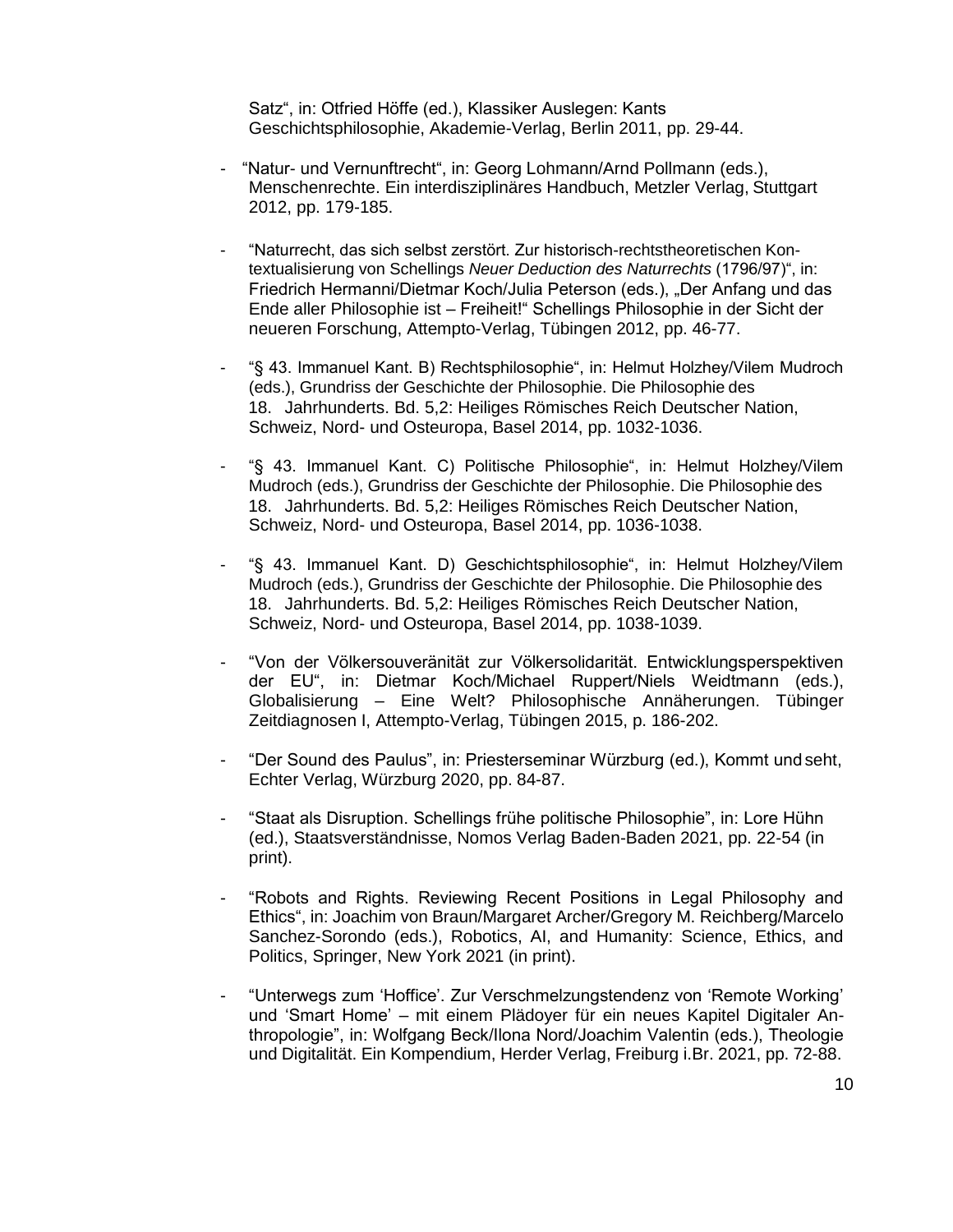Satz“, in: Otfried Höffe (ed.), Klassiker Auslegen: Kants Geschichtsphilosophie, Akademie-Verlag, Berlin 2011, pp. 29-44.

- “Natur- und Vernunftrecht“, in: Georg Lohmann/Arnd Pollmann (eds.), Menschenrechte. Ein interdisziplinäres Handbuch, Metzler Verlag, Stuttgart 2012, pp. 179-185.

- “Naturrecht, das sich selbst zerstört. Zur historisch-rechtstheoretischen Kontextualisierung von Schellings *Neuer Deduction des Naturrechts* (1796/97)“, in: Friedrich Hermanni/Dietmar Koch/Julia Peterson (eds.), „Der Anfang und das Ende aller Philosophie ist – Freiheit!“ Schellings Philosophie in der Sicht der neueren Forschung, Attempto-Verlag, Tübingen 2012, pp. 46-77.

- “§ 43. Immanuel Kant. B) Rechtsphilosophie“, in: Helmut Holzhey/Vilem Mudroch (eds.), Grundriss der Geschichte der Philosophie. Die Philosophie des 18. Jahrhunderts. Bd. 5,2: Heiliges Römisches Reich Deutscher Nation, Schweiz, Nord- und Osteuropa, Basel 2014, pp. 1032-1036.

- “§ 43. Immanuel Kant. C) Politische Philosophie“, in: Helmut Holzhey/Vilem Mudroch (eds.), Grundriss der Geschichte der Philosophie. Die Philosophie des 18. Jahrhunderts. Bd. 5,2: Heiliges Römisches Reich Deutscher Nation, Schweiz, Nord- und Osteuropa, Basel 2014, pp. 1036-1038.

- “§ 43. Immanuel Kant. D) Geschichtsphilosophie“, in: Helmut Holzhey/Vilem Mudroch (eds.), Grundriss der Geschichte der Philosophie. Die Philosophie des 18. Jahrhunderts. Bd. 5,2: Heiliges Römisches Reich Deutscher Nation, Schweiz, Nord- und Osteuropa, Basel 2014, pp. 1038-1039.

- “Von der Völkersouveränität zur Völkersolidarität. Entwicklungsperspektiven der EU“, in: Dietmar Koch/Michael Ruppert/Niels Weidtmann (eds.), Globalisierung – Eine Welt? Philosophische Annäherungen. Tübinger Zeitdiagnosen I, Attempto-Verlag, Tübingen 2015, p. 186-202.

- “Der Sound des Paulus”, in: Priesterseminar Würzburg (ed.), Kommt und seht, Echter Verlag, Würzburg 2020, pp. 84-87.

- “Staat als Disruption. Schellings frühe politische Philosophie”, in: Lore Hühn (ed.), Staatsverständnisse, Nomos Verlag Baden-Baden 2021, pp. 22-54 (in print).

- “Robots and Rights. Reviewing Recent Positions in Legal Philosophy and Ethics“, in: Joachim von Braun/Margaret Archer/Gregory M. Reichberg/Marcelo Sanchez-Sorondo (eds.), Robotics, AI, and Humanity: Science, Ethics, and Politics, Springer, New York 2021 (in print).

- “Unterwegs zum ‘Hoffice’. Zur Verschmelzungstendenz von ‘Remote Working’ und ‘Smart Home’ – mit einem Plädoyer für ein neues Kapitel Digitaler Anthropologie”, in: Wolfgang Beck/Ilona Nord/Joachim Valentin (eds.), Theologie und Digitalität. Ein Kompendium, Herder Verlag, Freiburg i.Br. 2021, pp. 72-88.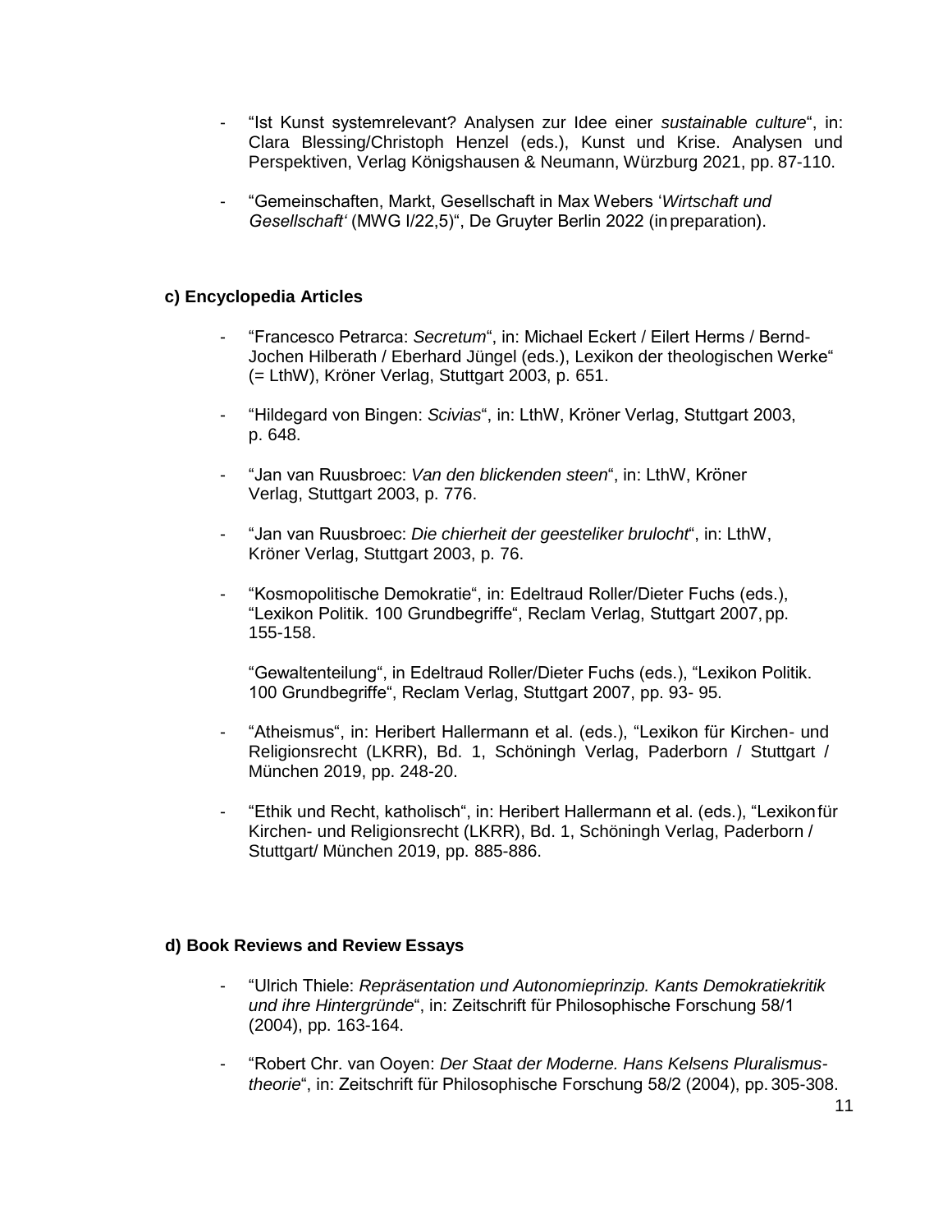- “Ist Kunst systemrelevant? Analysen zur Idee einer *sustainable culture*“, in: Clara Blessing/Christoph Henzel (eds.), Kunst und Krise. Analysen und Perspektiven, Verlag Königshausen & Neumann, Würzburg 2021, pp. 87-110.

- “Gemeinschaften, Markt, Gesellschaft in Max Webers ‘*Wirtschaft und Gesellschaft‘* (MWG I/22,5)“, De Gruyter Berlin 2022 (in preparation).

### c) Encyclopedia Articles

- “Francesco Petrarca: *Secretum*“, in: Michael Eckert / Eilert Herms / Bernd-Jochen Hilberath / Eberhard Jüngel (eds.), Lexikon der theologischen Werke“ (= LthW), Kröner Verlag, Stuttgart 2003, p. 651.

- “Hildegard von Bingen: *Scivias*“, in: LthW, Kröner Verlag, Stuttgart 2003, p. 648.

- “Jan van Ruusbroec: *Van den blickenden steen*“, in: LthW, Kröner Verlag, Stuttgart 2003, p. 776.

- “Jan van Ruusbroec: *Die chierheit der geesteliker brulocht*“, in: LthW, Kröner Verlag, Stuttgart 2003, p. 76.

- “Kosmopolitische Demokratie“, in: Edeltraud Roller/Dieter Fuchs (eds.), “Lexikon Politik. 100 Grundbegriffe“, Reclam Verlag, Stuttgart 2007, pp. 155-158.

  “Gewaltenteilung“, in Edeltraud Roller/Dieter Fuchs (eds.), “Lexikon Politik. 100 Grundbegriffe“, Reclam Verlag, Stuttgart 2007, pp. 93- 95.

- “Atheismus“, in: Heribert Hallermann et al. (eds.), “Lexikon für Kirchen- und Religionsrecht (LKRR), Bd. 1, Schöningh Verlag, Paderborn / Stuttgart / München 2019, pp. 248-20.

- “Ethik und Recht, katholisch“, in: Heribert Hallermann et al. (eds.), “Lexikon für Kirchen- und Religionsrecht (LKRR), Bd. 1, Schöningh Verlag, Paderborn / Stuttgart/ München 2019, pp. 885-886.

### d) Book Reviews and Review Essays

- “Ulrich Thiele: *Repräsentation und Autonomieprinzip. Kants Demokratiekritik und ihre Hintergründe*“, in: Zeitschrift für Philosophische Forschung 58/1 (2004), pp. 163-164.

- “Robert Chr. van Ooyen: *Der Staat der Moderne. Hans Kelsens Pluralismus-theorie*“, in: Zeitschrift für Philosophische Forschung 58/2 (2004), pp. 305-308.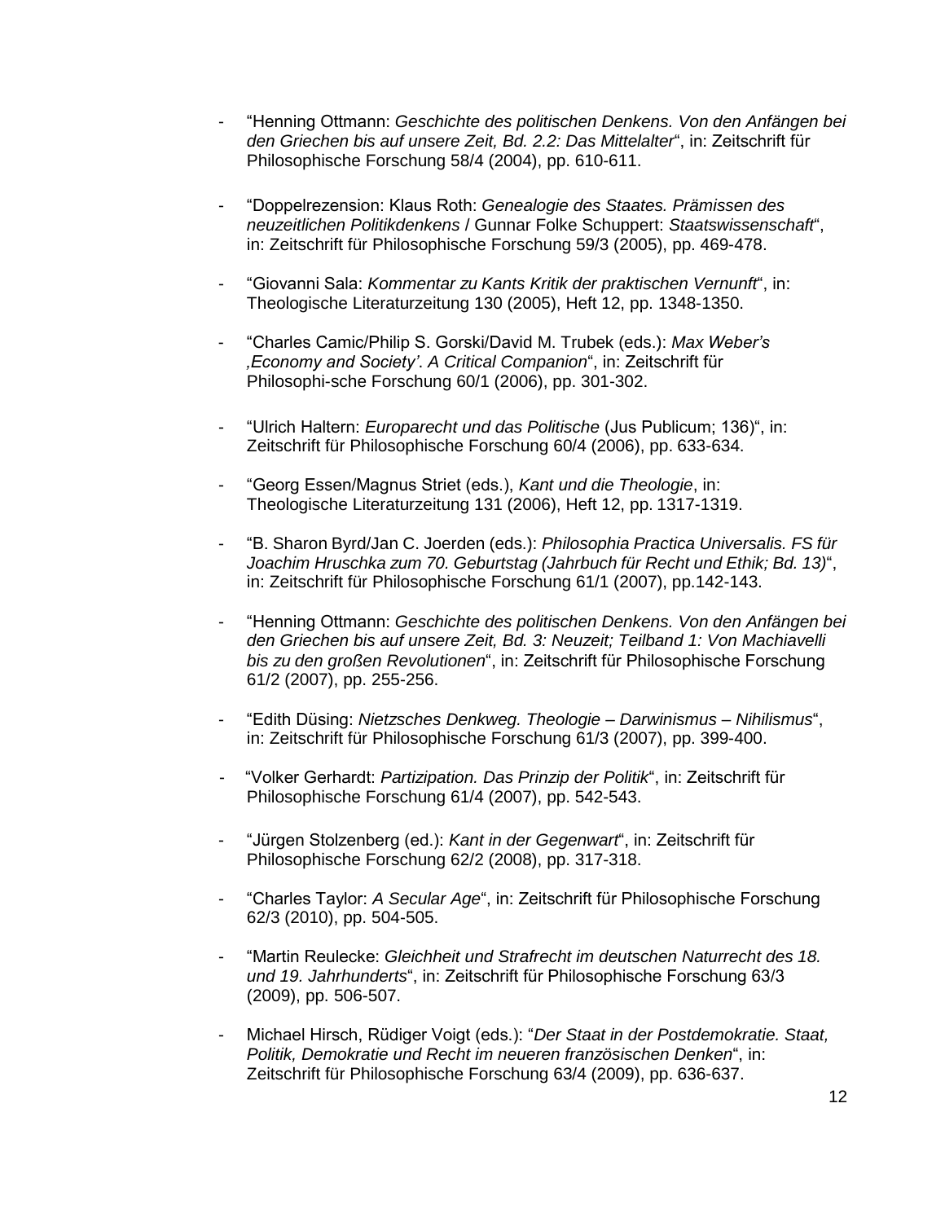- “Henning Ottmann: *Geschichte des politischen Denkens. Von den Anfängen bei den Griechen bis auf unsere Zeit, Bd. 2.2: Das Mittelalter*“, in: Zeitschrift für Philosophische Forschung 58/4 (2004), pp. 610-611.

- “Doppelrezension: Klaus Roth: *Genealogie des Staates. Prämissen des neuzeitlichen Politikdenkens* / Gunnar Folke Schuppert: *Staatswissenschaft*“, in: Zeitschrift für Philosophische Forschung 59/3 (2005), pp. 469-478.

- “Giovanni Sala: *Kommentar zu Kants Kritik der praktischen Vernunft*“, in: Theologische Literaturzeitung 130 (2005), Heft 12, pp. 1348-1350.

- “Charles Camic/Philip S. Gorski/David M. Trubek (eds.): *Max Weber’s ‚Economy and Society’. A Critical Companion*“, in: Zeitschrift für Philosophi-sche Forschung 60/1 (2006), pp. 301-302.

- “Ulrich Haltern: *Europarecht und das Politische* (Jus Publicum; 136)“, in: Zeitschrift für Philosophische Forschung 60/4 (2006), pp. 633-634.

- “Georg Essen/Magnus Striet (eds.), *Kant und die Theologie*, in: Theologische Literaturzeitung 131 (2006), Heft 12, pp. 1317-1319.

- “B. Sharon Byrd/Jan C. Joerden (eds.): *Philosophia Practica Universalis. FS für Joachim Hruschka zum 70. Geburtstag (Jahrbuch für Recht und Ethik; Bd. 13)*“, in: Zeitschrift für Philosophische Forschung 61/1 (2007), pp.142-143.

- “Henning Ottmann: *Geschichte des politischen Denkens. Von den Anfängen bei den Griechen bis auf unsere Zeit, Bd. 3: Neuzeit; Teilband 1: Von Machiavelli bis zu den großen Revolutionen*“, in: Zeitschrift für Philosophische Forschung 61/2 (2007), pp. 255-256.

- “Edith Düsing: *Nietzsches Denkweg. Theologie – Darwinismus – Nihilismus*“, in: Zeitschrift für Philosophische Forschung 61/3 (2007), pp. 399-400.

- “Volker Gerhardt: *Partizipation. Das Prinzip der Politik*“, in: Zeitschrift für Philosophische Forschung 61/4 (2007), pp. 542-543.

- “Jürgen Stolzenberg (ed.): *Kant in der Gegenwart*“, in: Zeitschrift für Philosophische Forschung 62/2 (2008), pp. 317-318.

- “Charles Taylor: *A Secular Age*“, in: Zeitschrift für Philosophische Forschung 62/3 (2010), pp. 504-505.

- “Martin Reulecke: *Gleichheit und Strafrecht im deutschen Naturrecht des 18. und 19. Jahrhunderts*“, in: Zeitschrift für Philosophische Forschung 63/3 (2009), pp. 506-507.

- Michael Hirsch, Rüdiger Voigt (eds.): “*Der Staat in der Postdemokratie. Staat, Politik, Demokratie und Recht im neueren französischen Denken*“, in: Zeitschrift für Philosophische Forschung 63/4 (2009), pp. 636-637.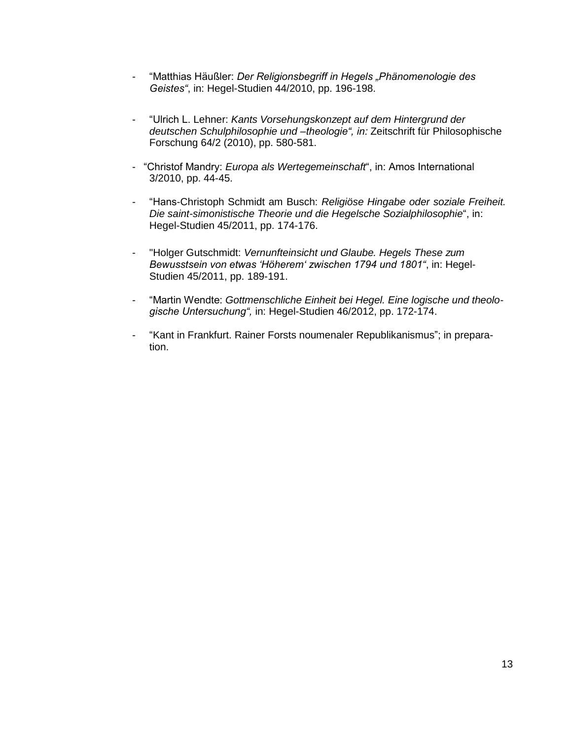- "Matthias Häußler: *Der Religionsbegriff in Hegels „Phänomenologie des Geistes"*, in: Hegel-Studien 44/2010, pp. 196-198.

- "Ulrich L. Lehner: *Kants Vorsehungskonzept auf dem Hintergrund der deutschen Schulphilosophie und –theologie", in:* Zeitschrift für Philosophische Forschung 64/2 (2010), pp. 580-581.

- "Christof Mandry: *Europa als Wertegemeinschaft*", in: Amos International 3/2010, pp. 44-45.

- "Hans-Christoph Schmidt am Busch: *Religiöse Hingabe oder soziale Freiheit. Die saint-simonistische Theorie und die Hegelsche Sozialphilosophie*", in: Hegel-Studien 45/2011, pp. 174-176.

- "Holger Gutschmidt: *Vernunfteinsicht und Glaube. Hegels These zum Bewusstsein von etwas 'Höherem' zwischen 1794 und 1801"*, in: Hegel-Studien 45/2011, pp. 189-191.

- "Martin Wendte: *Gottmenschliche Einheit bei Hegel. Eine logische und theologische Untersuchung",* in: Hegel-Studien 46/2012, pp. 172-174.

- "Kant in Frankfurt. Rainer Forsts noumenaler Republikanismus"; in preparation.